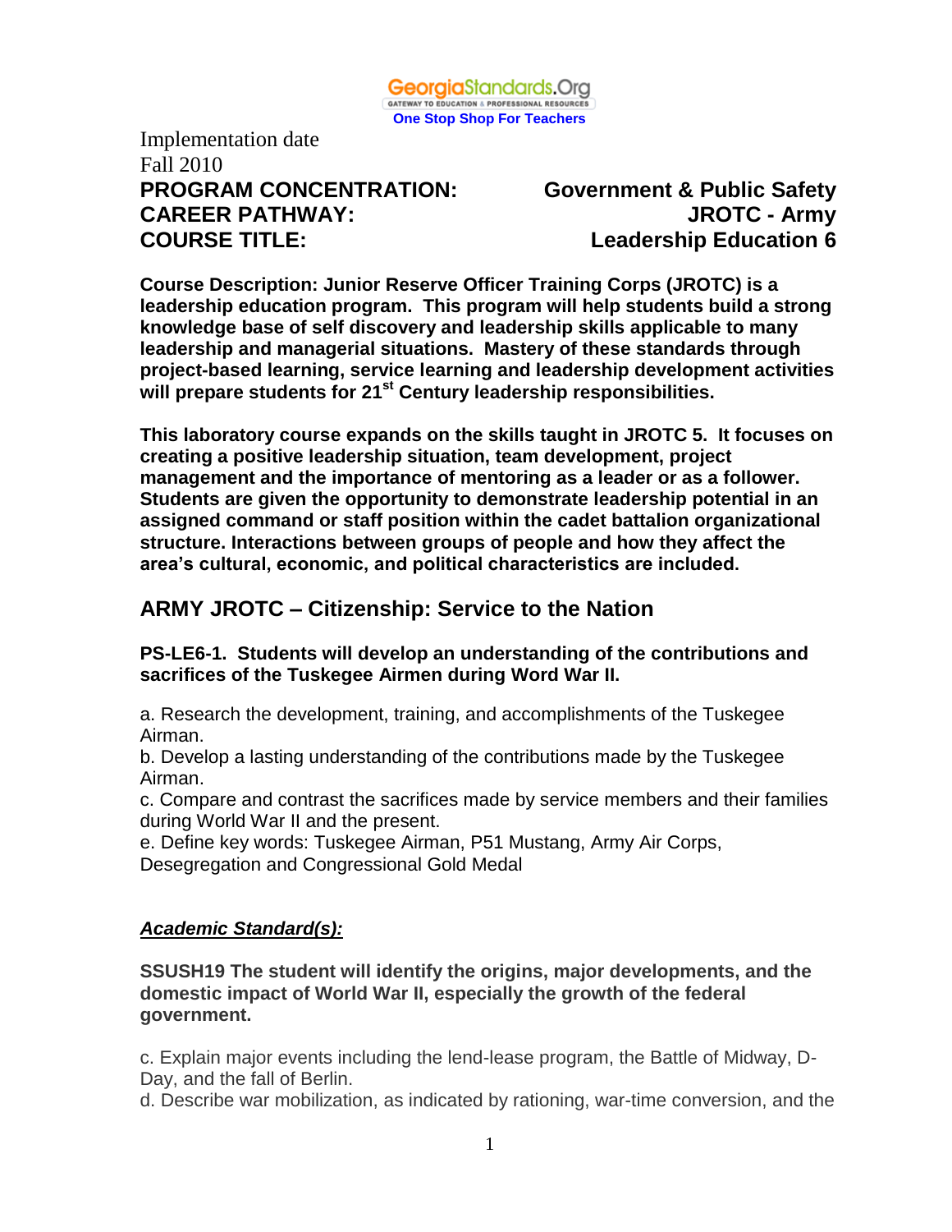GeorgiaStandards.Org
GATEWAY TO EDUCATION & PROFESSIONAL RESOURCES
One Stop Shop For Teachers

Implementation date
Fall 2010

**PROGRAM CONCENTRATION:** **Government & Public Safety**
**CAREER PATHWAY:** **JROTC - Army**
**COURSE TITLE:** **Leadership Education 6**

**Course Description: Junior Reserve Officer Training Corps (JROTC) is a leadership education program. This program will help students build a strong knowledge base of self discovery and leadership skills applicable to many leadership and managerial situations. Mastery of these standards through project-based learning, service learning and leadership development activities will prepare students for 21st Century leadership responsibilities.**

**This laboratory course expands on the skills taught in JROTC 5. It focuses on creating a positive leadership situation, team development, project management and the importance of mentoring as a leader or as a follower. Students are given the opportunity to demonstrate leadership potential in an assigned command or staff position within the cadet battalion organizational structure. Interactions between groups of people and how they affect the area's cultural, economic, and political characteristics are included.**

## ARMY JROTC – Citizenship: Service to the Nation

**PS-LE6-1. Students will develop an understanding of the contributions and sacrifices of the Tuskegee Airmen during Word War II.**

a. Research the development, training, and accomplishments of the Tuskegee Airman.
b. Develop a lasting understanding of the contributions made by the Tuskegee Airman.
c. Compare and contrast the sacrifices made by service members and their families during World War II and the present.
e. Define key words: Tuskegee Airman, P51 Mustang, Army Air Corps, Desegregation and Congressional Gold Medal

***Academic Standard(s):***

**SSUSH19 The student will identify the origins, major developments, and the domestic impact of World War II, especially the growth of the federal government.**

c. Explain major events including the lend-lease program, the Battle of Midway, D-Day, and the fall of Berlin.
d. Describe war mobilization, as indicated by rationing, war-time conversion, and the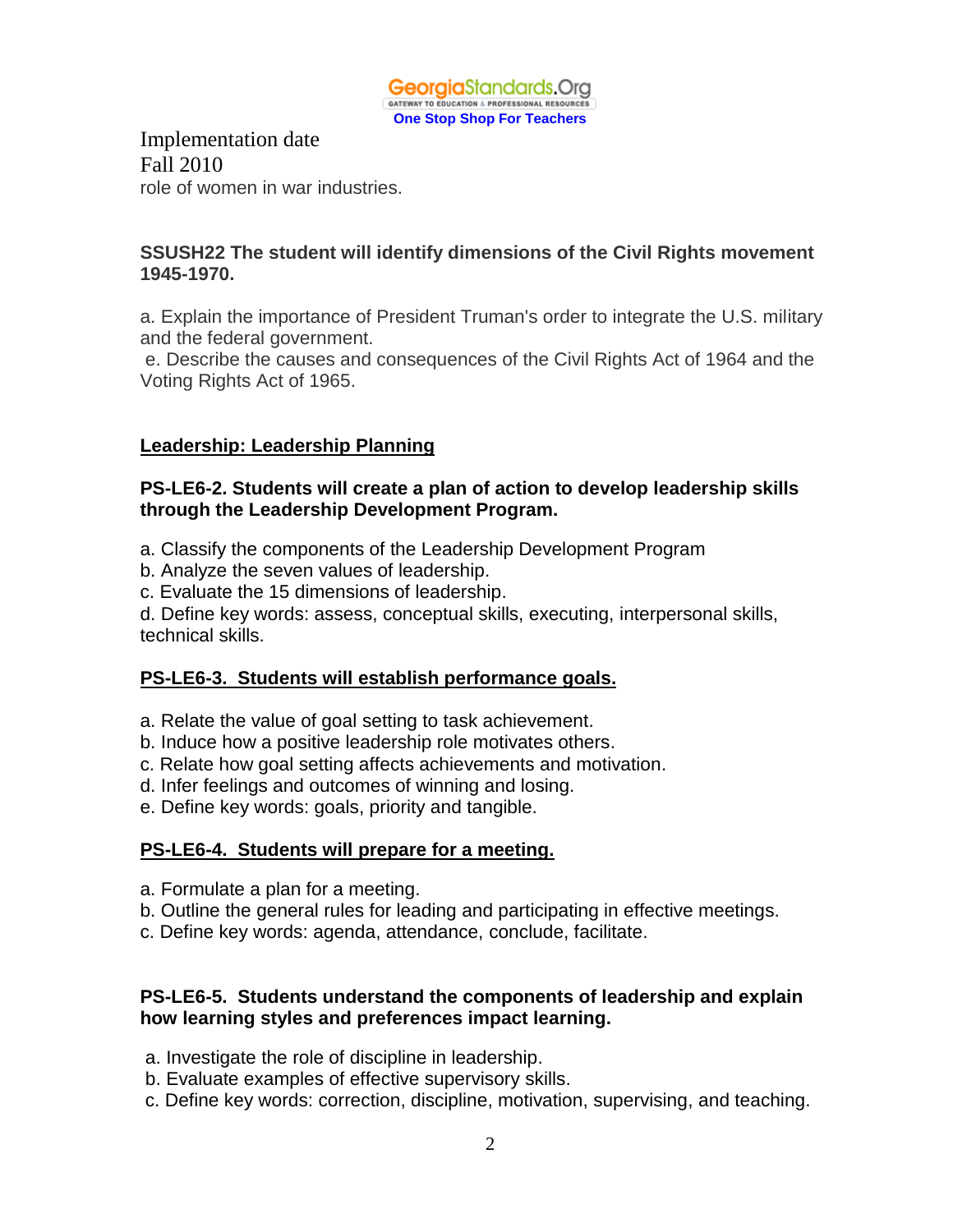Implementation date
Fall 2010
role of women in war industries.

**SSUSH22 The student will identify dimensions of the Civil Rights movement 1945-1970.**

a. Explain the importance of President Truman's order to integrate the U.S. military and the federal government.
e. Describe the causes and consequences of the Civil Rights Act of 1964 and the Voting Rights Act of 1965.

**Leadership: Leadership Planning**

**PS-LE6-2. Students will create a plan of action to develop leadership skills through the Leadership Development Program.**

a. Classify the components of the Leadership Development Program
b. Analyze the seven values of leadership.
c. Evaluate the 15 dimensions of leadership.
d. Define key words: assess, conceptual skills, executing, interpersonal skills, technical skills.

**PS-LE6-3. Students will establish performance goals.**

a. Relate the value of goal setting to task achievement.
b. Induce how a positive leadership role motivates others.
c. Relate how goal setting affects achievements and motivation.
d. Infer feelings and outcomes of winning and losing.
e. Define key words: goals, priority and tangible.

**PS-LE6-4. Students will prepare for a meeting.**

a. Formulate a plan for a meeting.
b. Outline the general rules for leading and participating in effective meetings.
c. Define key words: agenda, attendance, conclude, facilitate.

**PS-LE6-5. Students understand the components of leadership and explain how learning styles and preferences impact learning.**

a. Investigate the role of discipline in leadership.
b. Evaluate examples of effective supervisory skills.
c. Define key words: correction, discipline, motivation, supervising, and teaching.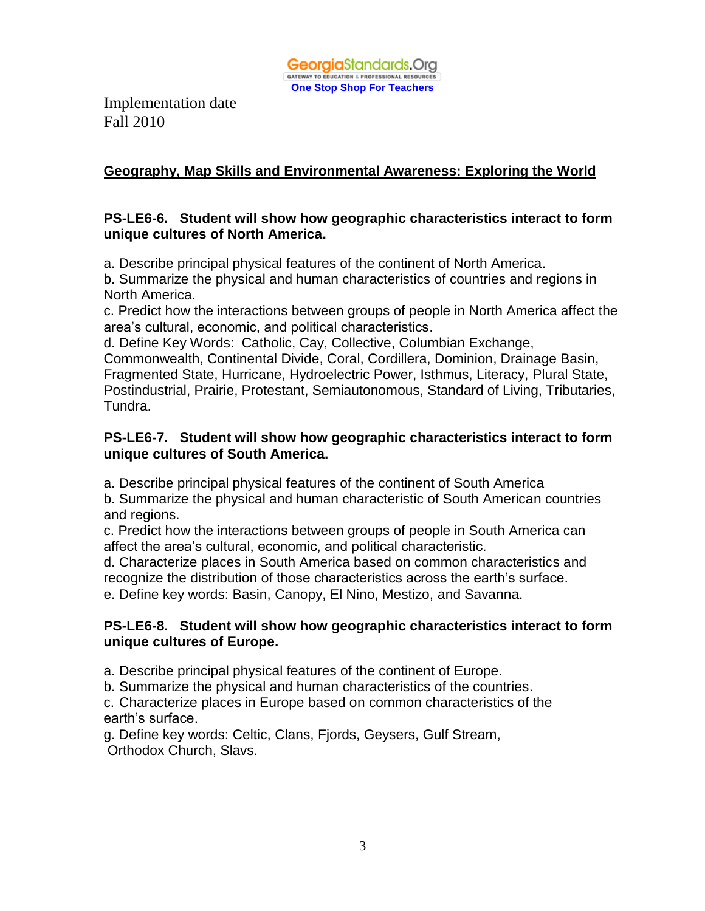Implementation date
Fall 2010

## Geography, Map Skills and Environmental Awareness: Exploring the World

**PS-LE6-6. Student will show how geographic characteristics interact to form unique cultures of North America.**

a. Describe principal physical features of the continent of North America.
b. Summarize the physical and human characteristics of countries and regions in North America.
c. Predict how the interactions between groups of people in North America affect the area's cultural, economic, and political characteristics.
d. Define Key Words: Catholic, Cay, Collective, Columbian Exchange, Commonwealth, Continental Divide, Coral, Cordillera, Dominion, Drainage Basin, Fragmented State, Hurricane, Hydroelectric Power, Isthmus, Literacy, Plural State, Postindustrial, Prairie, Protestant, Semiautonomous, Standard of Living, Tributaries, Tundra.

**PS-LE6-7. Student will show how geographic characteristics interact to form unique cultures of South America.**

a. Describe principal physical features of the continent of South America
b. Summarize the physical and human characteristic of South American countries and regions.
c. Predict how the interactions between groups of people in South America can affect the area's cultural, economic, and political characteristic.
d. Characterize places in South America based on common characteristics and recognize the distribution of those characteristics across the earth's surface.
e. Define key words: Basin, Canopy, El Nino, Mestizo, and Savanna.

**PS-LE6-8. Student will show how geographic characteristics interact to form unique cultures of Europe.**

a. Describe principal physical features of the continent of Europe.
b. Summarize the physical and human characteristics of the countries.
c. Characterize places in Europe based on common characteristics of the earth's surface.
g. Define key words: Celtic, Clans, Fjords, Geysers, Gulf Stream, Orthodox Church, Slavs.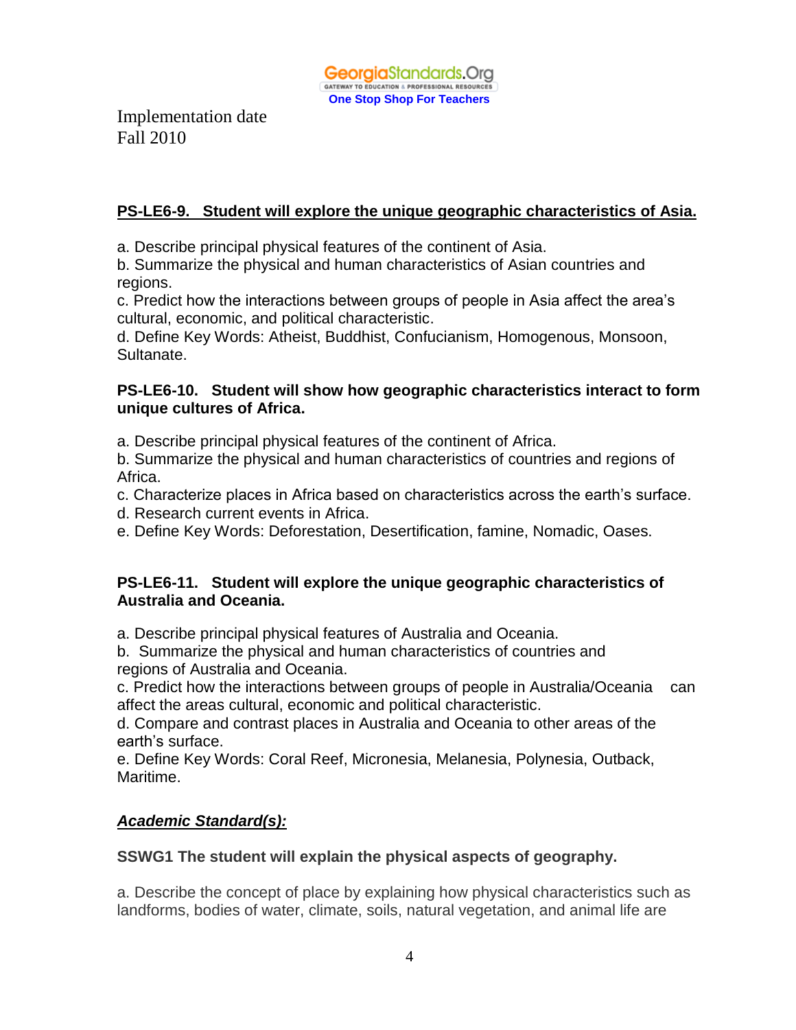Implementation date
Fall 2010

**PS-LE6-9. Student will explore the unique geographic characteristics of Asia.**

a. Describe principal physical features of the continent of Asia.
b. Summarize the physical and human characteristics of Asian countries and regions.
c. Predict how the interactions between groups of people in Asia affect the area's cultural, economic, and political characteristic.
d. Define Key Words: Atheist, Buddhist, Confucianism, Homogenous, Monsoon, Sultanate.

**PS-LE6-10. Student will show how geographic characteristics interact to form unique cultures of Africa.**

a. Describe principal physical features of the continent of Africa.
b. Summarize the physical and human characteristics of countries and regions of Africa.
c. Characterize places in Africa based on characteristics across the earth's surface.
d. Research current events in Africa.
e. Define Key Words: Deforestation, Desertification, famine, Nomadic, Oases.

**PS-LE6-11. Student will explore the unique geographic characteristics of Australia and Oceania.**

a. Describe principal physical features of Australia and Oceania.
b. Summarize the physical and human characteristics of countries and regions of Australia and Oceania.
c. Predict how the interactions between groups of people in Australia/Oceania can affect the areas cultural, economic and political characteristic.
d. Compare and contrast places in Australia and Oceania to other areas of the earth's surface.
e. Define Key Words: Coral Reef, Micronesia, Melanesia, Polynesia, Outback, Maritime.

***Academic Standard(s):***

**SSWG1 The student will explain the physical aspects of geography.**

a. Describe the concept of place by explaining how physical characteristics such as landforms, bodies of water, climate, soils, natural vegetation, and animal life are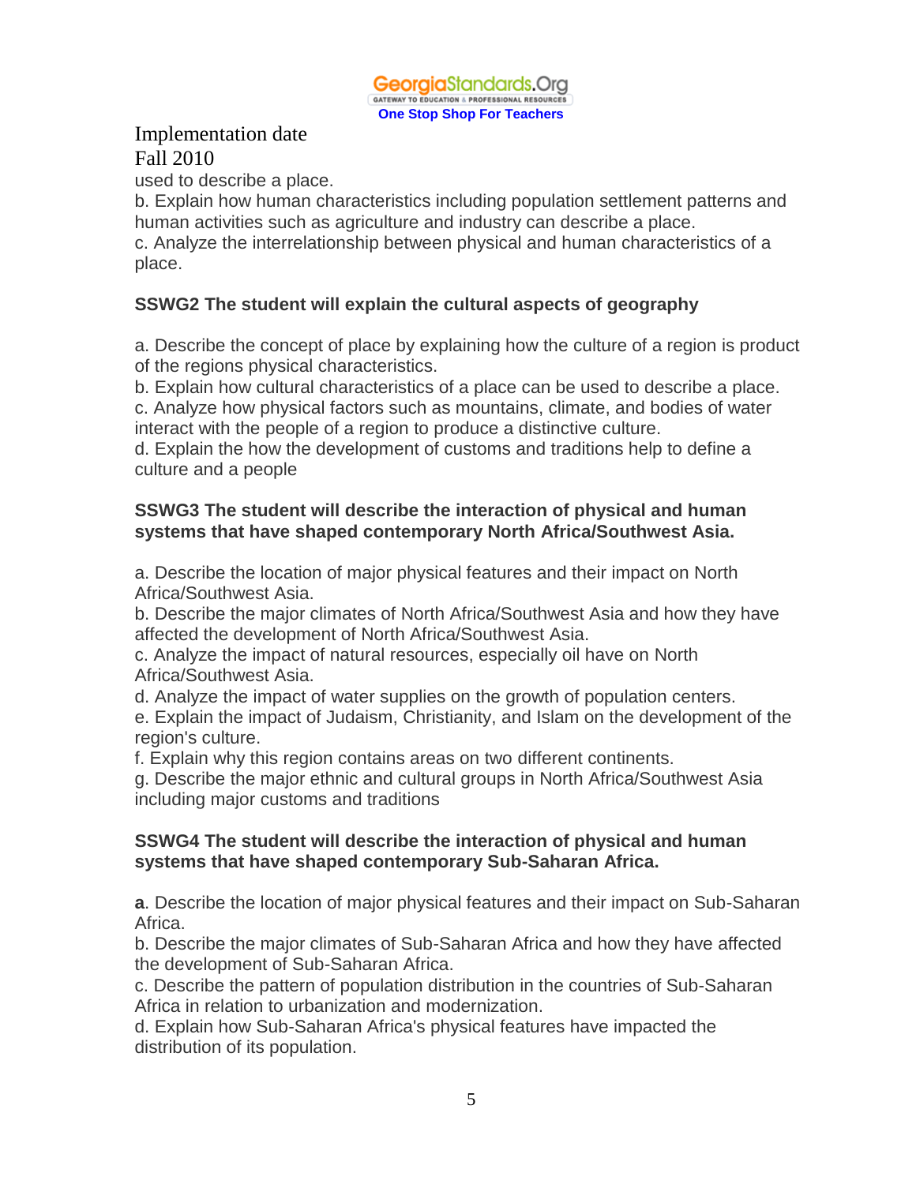Implementation date
Fall 2010

used to describe a place.
b. Explain how human characteristics including population settlement patterns and human activities such as agriculture and industry can describe a place.
c. Analyze the interrelationship between physical and human characteristics of a place.

**SSWG2 The student will explain the cultural aspects of geography**

a. Describe the concept of place by explaining how the culture of a region is product of the regions physical characteristics.
b. Explain how cultural characteristics of a place can be used to describe a place.
c. Analyze how physical factors such as mountains, climate, and bodies of water interact with the people of a region to produce a distinctive culture.
d. Explain the how the development of customs and traditions help to define a culture and a people

**SSWG3 The student will describe the interaction of physical and human systems that have shaped contemporary North Africa/Southwest Asia.**

a. Describe the location of major physical features and their impact on North Africa/Southwest Asia.
b. Describe the major climates of North Africa/Southwest Asia and how they have affected the development of North Africa/Southwest Asia.
c. Analyze the impact of natural resources, especially oil have on North Africa/Southwest Asia.
d. Analyze the impact of water supplies on the growth of population centers.
e. Explain the impact of Judaism, Christianity, and Islam on the development of the region's culture.
f. Explain why this region contains areas on two different continents.
g. Describe the major ethnic and cultural groups in North Africa/Southwest Asia including major customs and traditions

**SSWG4 The student will describe the interaction of physical and human systems that have shaped contemporary Sub-Saharan Africa.**

**a**. Describe the location of major physical features and their impact on Sub-Saharan Africa.
b. Describe the major climates of Sub-Saharan Africa and how they have affected the development of Sub-Saharan Africa.
c. Describe the pattern of population distribution in the countries of Sub-Saharan Africa in relation to urbanization and modernization.
d. Explain how Sub-Saharan Africa's physical features have impacted the distribution of its population.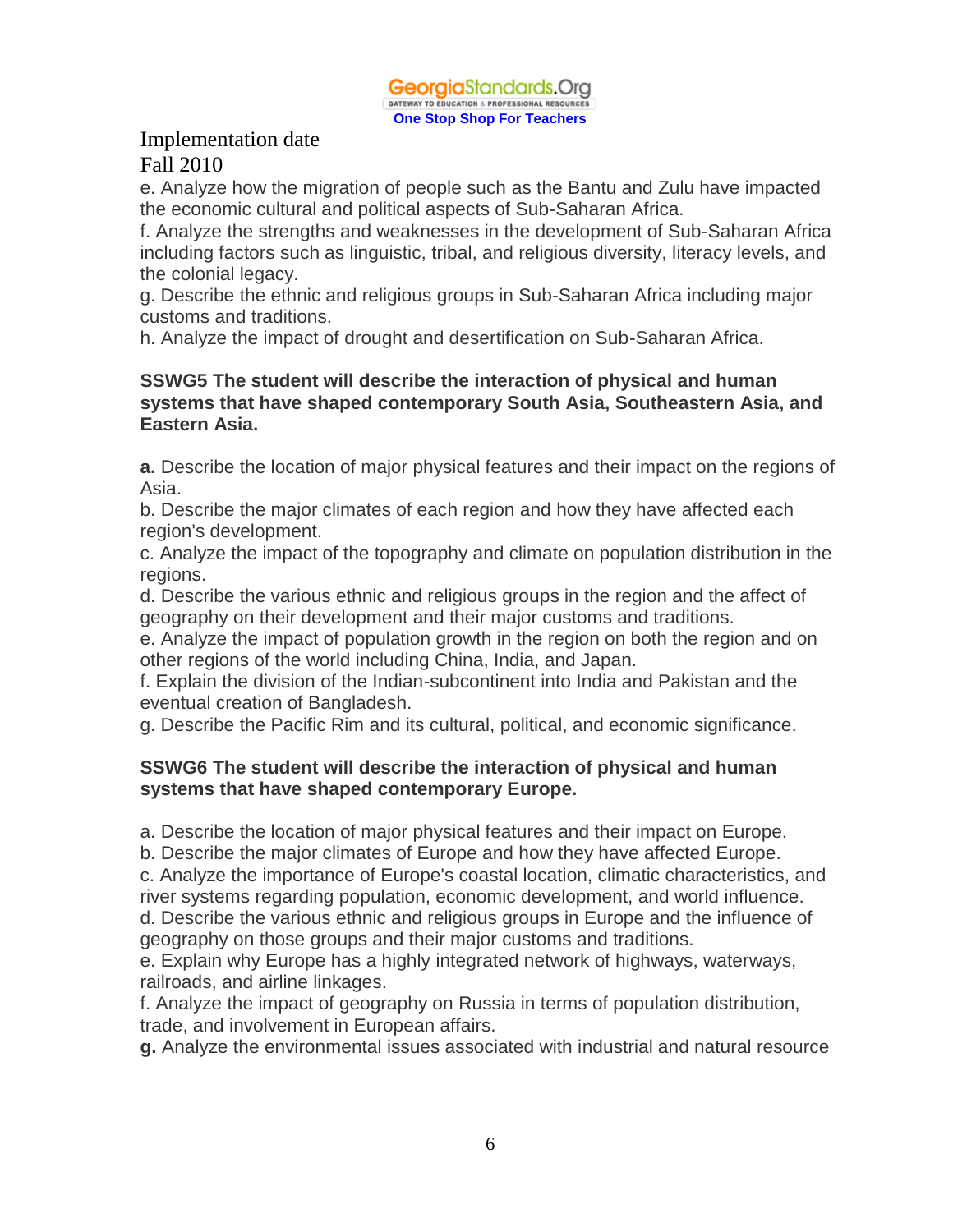Implementation date
Fall 2010

e. Analyze how the migration of people such as the Bantu and Zulu have impacted the economic cultural and political aspects of Sub-Saharan Africa.
f. Analyze the strengths and weaknesses in the development of Sub-Saharan Africa including factors such as linguistic, tribal, and religious diversity, literacy levels, and the colonial legacy.
g. Describe the ethnic and religious groups in Sub-Saharan Africa including major customs and traditions.
h. Analyze the impact of drought and desertification on Sub-Saharan Africa.

**SSWG5 The student will describe the interaction of physical and human systems that have shaped contemporary South Asia, Southeastern Asia, and Eastern Asia.**

**a.** Describe the location of major physical features and their impact on the regions of Asia.
b. Describe the major climates of each region and how they have affected each region's development.
c. Analyze the impact of the topography and climate on population distribution in the regions.
d. Describe the various ethnic and religious groups in the region and the affect of geography on their development and their major customs and traditions.
e. Analyze the impact of population growth in the region on both the region and on other regions of the world including China, India, and Japan.
f. Explain the division of the Indian-subcontinent into India and Pakistan and the eventual creation of Bangladesh.
g. Describe the Pacific Rim and its cultural, political, and economic significance.

**SSWG6 The student will describe the interaction of physical and human systems that have shaped contemporary Europe.**

a. Describe the location of major physical features and their impact on Europe.
b. Describe the major climates of Europe and how they have affected Europe.
c. Analyze the importance of Europe's coastal location, climatic characteristics, and river systems regarding population, economic development, and world influence.
d. Describe the various ethnic and religious groups in Europe and the influence of geography on those groups and their major customs and traditions.
e. Explain why Europe has a highly integrated network of highways, waterways, railroads, and airline linkages.
f. Analyze the impact of geography on Russia in terms of population distribution, trade, and involvement in European affairs.
**g.** Analyze the environmental issues associated with industrial and natural resource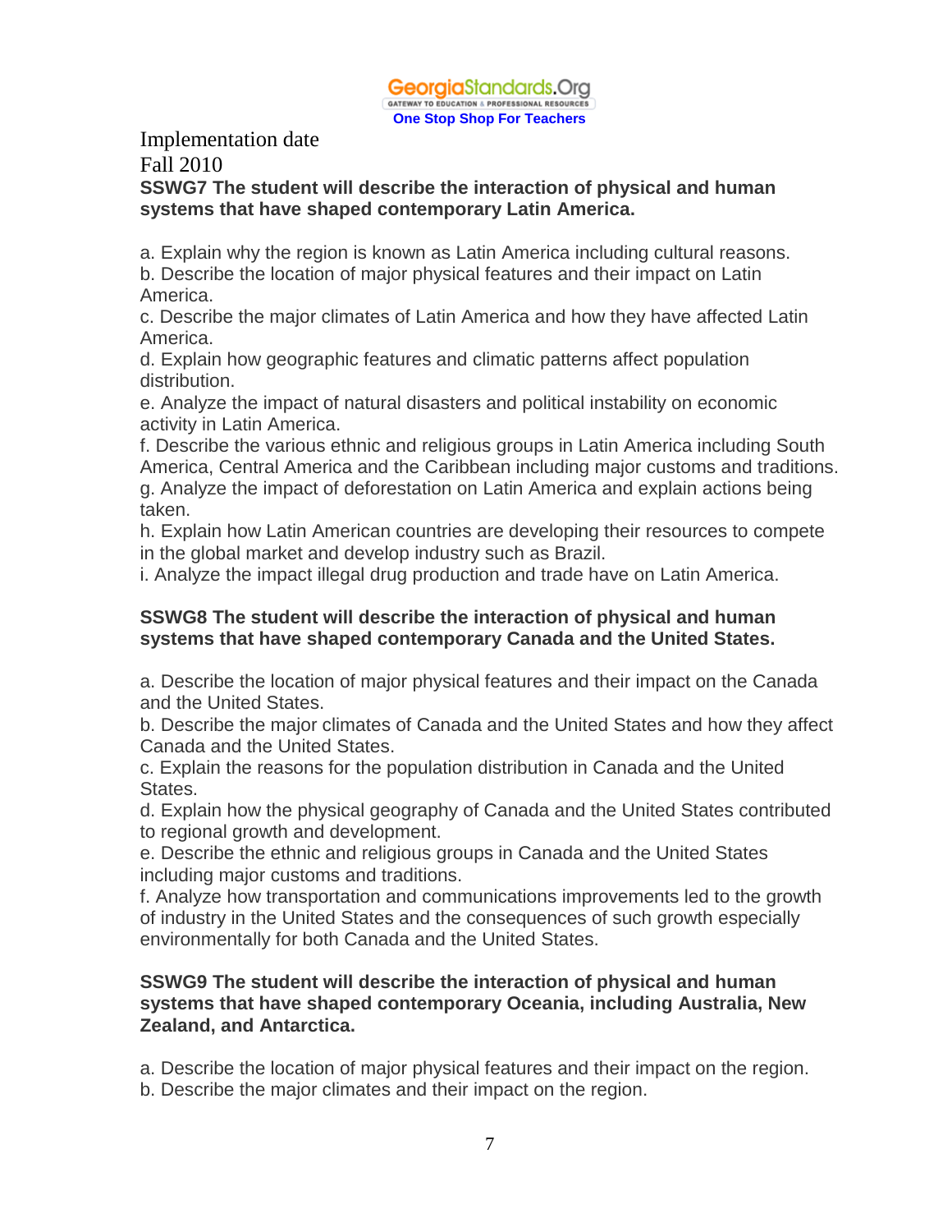Implementation date
Fall 2010

**SSWG7 The student will describe the interaction of physical and human systems that have shaped contemporary Latin America.**

a. Explain why the region is known as Latin America including cultural reasons.
b. Describe the location of major physical features and their impact on Latin America.
c. Describe the major climates of Latin America and how they have affected Latin America.
d. Explain how geographic features and climatic patterns affect population distribution.
e. Analyze the impact of natural disasters and political instability on economic activity in Latin America.
f. Describe the various ethnic and religious groups in Latin America including South America, Central America and the Caribbean including major customs and traditions.
g. Analyze the impact of deforestation on Latin America and explain actions being taken.
h. Explain how Latin American countries are developing their resources to compete in the global market and develop industry such as Brazil.
i. Analyze the impact illegal drug production and trade have on Latin America.

**SSWG8 The student will describe the interaction of physical and human systems that have shaped contemporary Canada and the United States.**

a. Describe the location of major physical features and their impact on the Canada and the United States.
b. Describe the major climates of Canada and the United States and how they affect Canada and the United States.
c. Explain the reasons for the population distribution in Canada and the United States.
d. Explain how the physical geography of Canada and the United States contributed to regional growth and development.
e. Describe the ethnic and religious groups in Canada and the United States including major customs and traditions.
f. Analyze how transportation and communications improvements led to the growth of industry in the United States and the consequences of such growth especially environmentally for both Canada and the United States.

**SSWG9 The student will describe the interaction of physical and human systems that have shaped contemporary Oceania, including Australia, New Zealand, and Antarctica.**

a. Describe the location of major physical features and their impact on the region.
b. Describe the major climates and their impact on the region.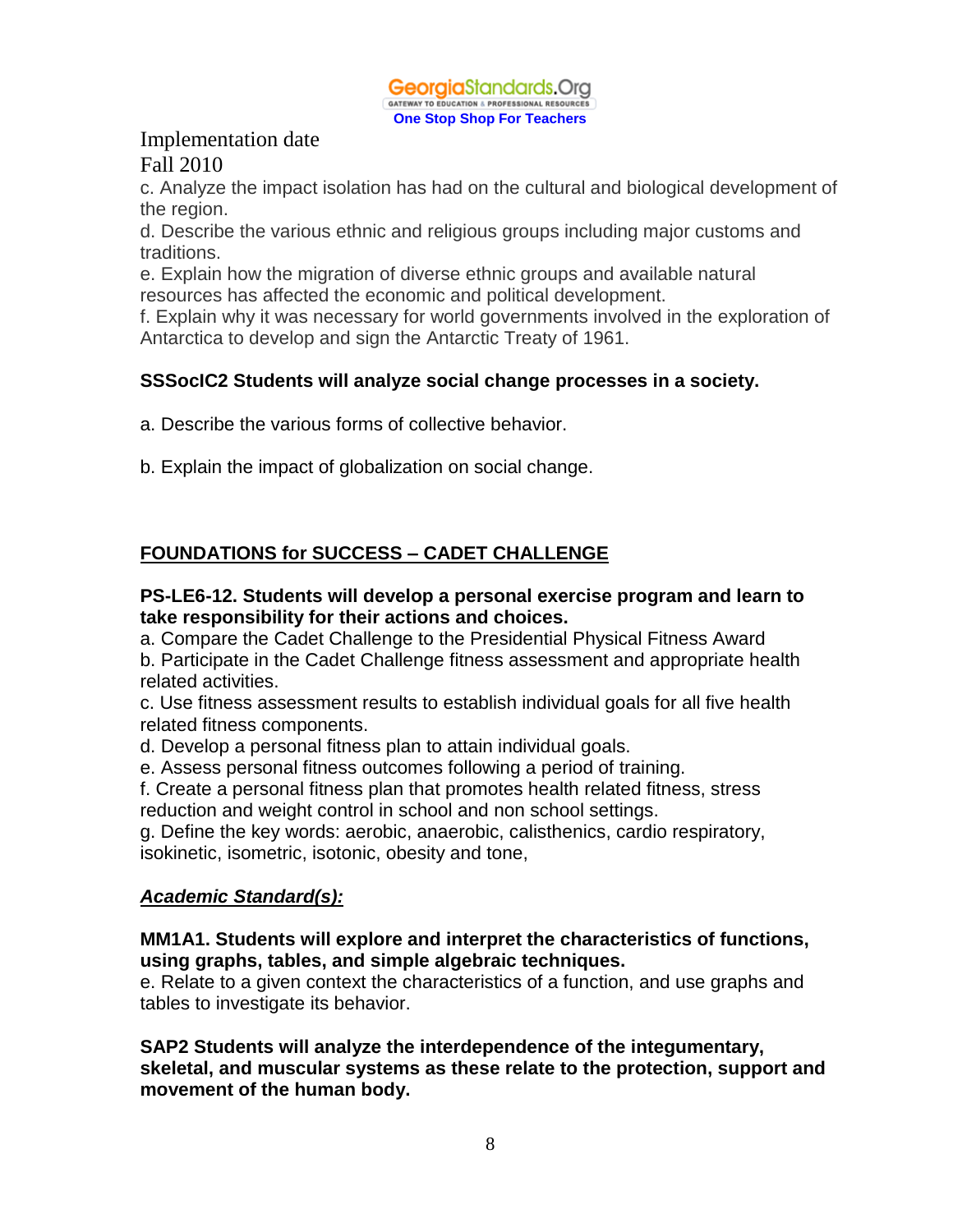Implementation date
Fall 2010

c. Analyze the impact isolation has had on the cultural and biological development of the region.
d. Describe the various ethnic and religious groups including major customs and traditions.
e. Explain how the migration of diverse ethnic groups and available natural resources has affected the economic and political development.
f. Explain why it was necessary for world governments involved in the exploration of Antarctica to develop and sign the Antarctic Treaty of 1961.

**SSSocIC2 Students will analyze social change processes in a society.**

a. Describe the various forms of collective behavior.

b. Explain the impact of globalization on social change.

**<u>FOUNDATIONS for SUCCESS – CADET CHALLENGE</u>**

**PS-LE6-12. Students will develop a personal exercise program and learn to take responsibility for their actions and choices.**
a. Compare the Cadet Challenge to the Presidential Physical Fitness Award
b. Participate in the Cadet Challenge fitness assessment and appropriate health related activities.
c. Use fitness assessment results to establish individual goals for all five health related fitness components.
d. Develop a personal fitness plan to attain individual goals.
e. Assess personal fitness outcomes following a period of training.
f. Create a personal fitness plan that promotes health related fitness, stress reduction and weight control in school and non school settings.
g. Define the key words: aerobic, anaerobic, calisthenics, cardio respiratory, isokinetic, isometric, isotonic, obesity and tone,

***<u>Academic Standard(s):</u>***

**MM1A1. Students will explore and interpret the characteristics of functions, using graphs, tables, and simple algebraic techniques.**
e. Relate to a given context the characteristics of a function, and use graphs and tables to investigate its behavior.

**SAP2 Students will analyze the interdependence of the integumentary, skeletal, and muscular systems as these relate to the protection, support and movement of the human body.**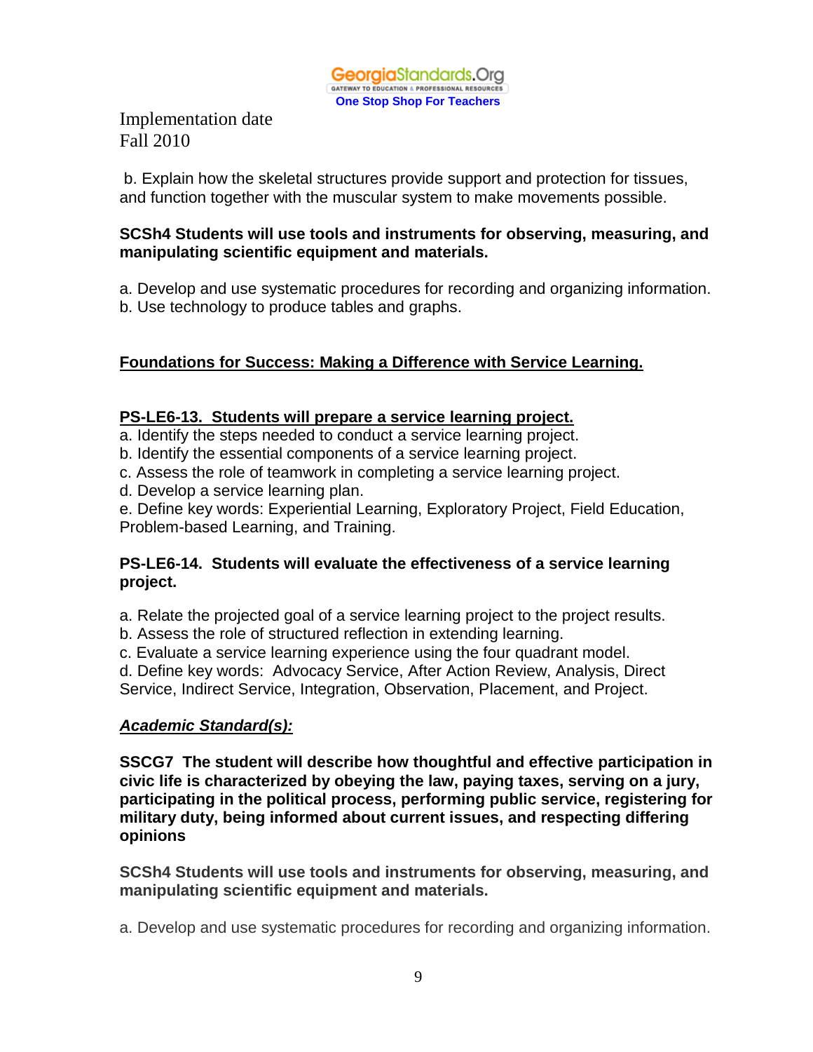Implementation date
Fall 2010

b. Explain how the skeletal structures provide support and protection for tissues, and function together with the muscular system to make movements possible.

**SCSh4 Students will use tools and instruments for observing, measuring, and manipulating scientific equipment and materials.**

a. Develop and use systematic procedures for recording and organizing information.
b. Use technology to produce tables and graphs.

**Foundations for Success: Making a Difference with Service Learning.**

**PS-LE6-13. Students will prepare a service learning project.**
a. Identify the steps needed to conduct a service learning project.
b. Identify the essential components of a service learning project.
c. Assess the role of teamwork in completing a service learning project.
d. Develop a service learning plan.
e. Define key words: Experiential Learning, Exploratory Project, Field Education, Problem-based Learning, and Training.

**PS-LE6-14. Students will evaluate the effectiveness of a service learning project.**

a. Relate the projected goal of a service learning project to the project results.
b. Assess the role of structured reflection in extending learning.
c. Evaluate a service learning experience using the four quadrant model.
d. Define key words: Advocacy Service, After Action Review, Analysis, Direct Service, Indirect Service, Integration, Observation, Placement, and Project.

***Academic Standard(s):***

**SSCG7 The student will describe how thoughtful and effective participation in civic life is characterized by obeying the law, paying taxes, serving on a jury, participating in the political process, performing public service, registering for military duty, being informed about current issues, and respecting differing opinions**

**SCSh4 Students will use tools and instruments for observing, measuring, and manipulating scientific equipment and materials.**

a. Develop and use systematic procedures for recording and organizing information.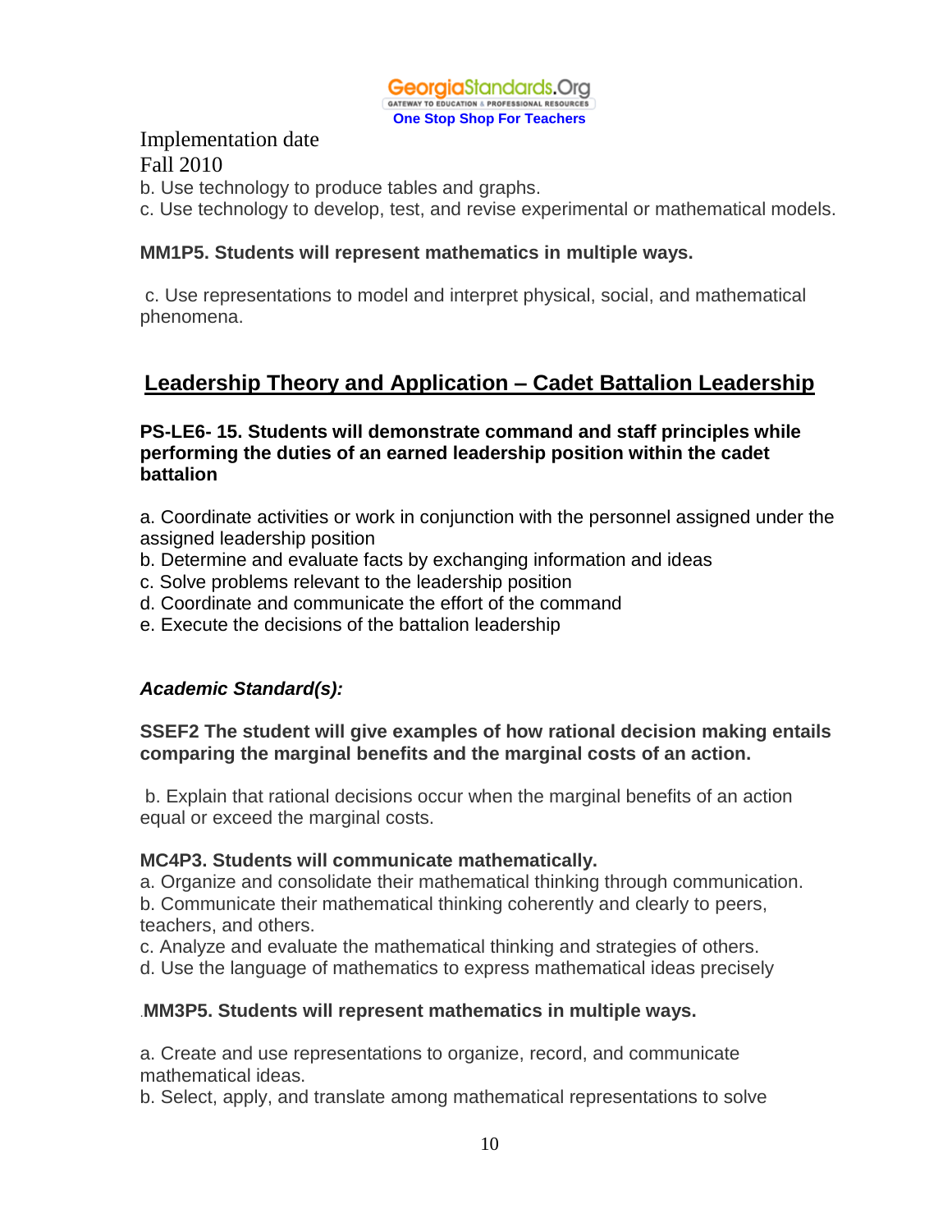Implementation date
Fall 2010

b. Use technology to produce tables and graphs.
c. Use technology to develop, test, and revise experimental or mathematical models.

**MM1P5. Students will represent mathematics in multiple ways.**

c. Use representations to model and interpret physical, social, and mathematical phenomena.

## Leadership Theory and Application – Cadet Battalion Leadership

**PS-LE6- 15. Students will demonstrate command and staff principles while performing the duties of an earned leadership position within the cadet battalion**

a. Coordinate activities or work in conjunction with the personnel assigned under the assigned leadership position
b. Determine and evaluate facts by exchanging information and ideas
c. Solve problems relevant to the leadership position
d. Coordinate and communicate the effort of the command
e. Execute the decisions of the battalion leadership

***Academic Standard(s):***

**SSEF2 The student will give examples of how rational decision making entails comparing the marginal benefits and the marginal costs of an action.**

b. Explain that rational decisions occur when the marginal benefits of an action equal or exceed the marginal costs.

**MC4P3. Students will communicate mathematically.**
a. Organize and consolidate their mathematical thinking through communication.
b. Communicate their mathematical thinking coherently and clearly to peers, teachers, and others.
c. Analyze and evaluate the mathematical thinking and strategies of others.
d. Use the language of mathematics to express mathematical ideas precisely

.**MM3P5. Students will represent mathematics in multiple ways.**

a. Create and use representations to organize, record, and communicate mathematical ideas.
b. Select, apply, and translate among mathematical representations to solve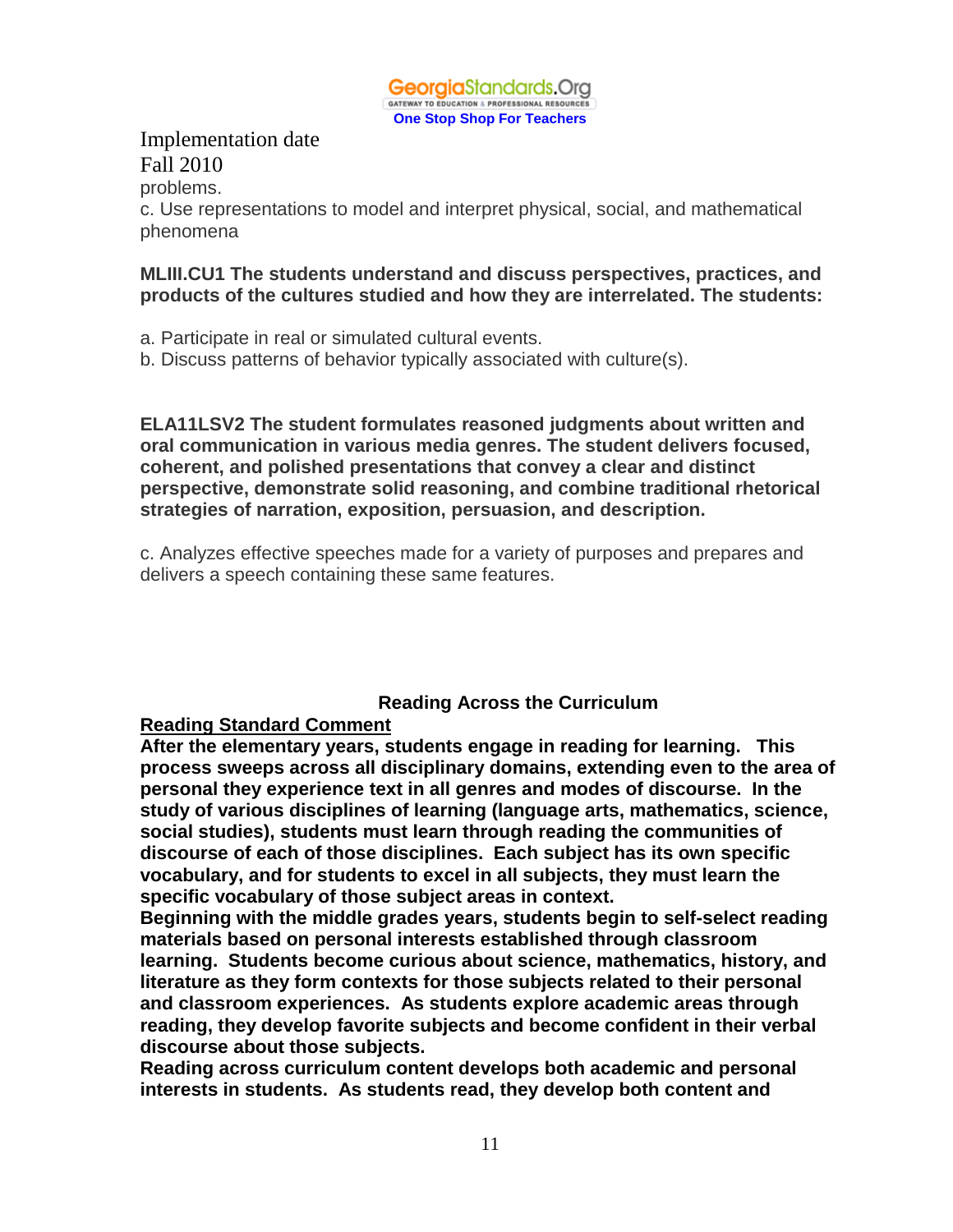Implementation date
Fall 2010

problems.

c. Use representations to model and interpret physical, social, and mathematical phenomena

**MLIII.CU1 The students understand and discuss perspectives, practices, and products of the cultures studied and how they are interrelated. The students:**

a. Participate in real or simulated cultural events.
b. Discuss patterns of behavior typically associated with culture(s).

**ELA11LSV2 The student formulates reasoned judgments about written and oral communication in various media genres. The student delivers focused, coherent, and polished presentations that convey a clear and distinct perspective, demonstrate solid reasoning, and combine traditional rhetorical strategies of narration, exposition, persuasion, and description.**

c. Analyzes effective speeches made for a variety of purposes and prepares and delivers a speech containing these same features.

## Reading Across the Curriculum

**Reading Standard Comment**

**After the elementary years, students engage in reading for learning. This process sweeps across all disciplinary domains, extending even to the area of personal they experience text in all genres and modes of discourse. In the study of various disciplines of learning (language arts, mathematics, science, social studies), students must learn through reading the communities of discourse of each of those disciplines. Each subject has its own specific vocabulary, and for students to excel in all subjects, they must learn the specific vocabulary of those subject areas in context.**

**Beginning with the middle grades years, students begin to self-select reading materials based on personal interests established through classroom learning. Students become curious about science, mathematics, history, and literature as they form contexts for those subjects related to their personal and classroom experiences. As students explore academic areas through reading, they develop favorite subjects and become confident in their verbal discourse about those subjects.**

**Reading across curriculum content develops both academic and personal interests in students. As students read, they develop both content and**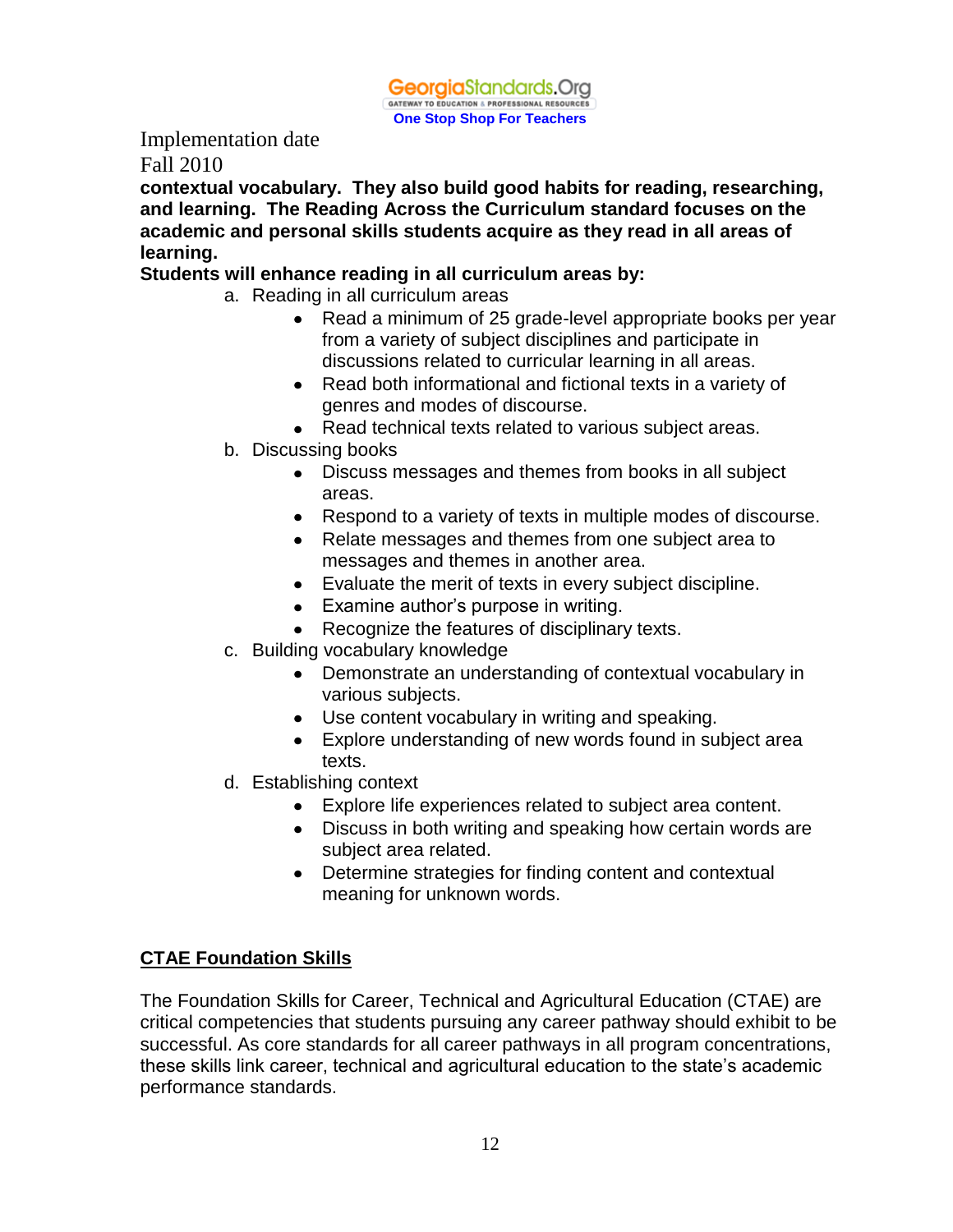Implementation date
Fall 2010

**contextual vocabulary. They also build good habits for reading, researching, and learning. The Reading Across the Curriculum standard focuses on the academic and personal skills students acquire as they read in all areas of learning.**

**Students will enhance reading in all curriculum areas by:**

a. Reading in all curriculum areas
   - Read a minimum of 25 grade-level appropriate books per year from a variety of subject disciplines and participate in discussions related to curricular learning in all areas.
   - Read both informational and fictional texts in a variety of genres and modes of discourse.
   - Read technical texts related to various subject areas.

b. Discussing books
   - Discuss messages and themes from books in all subject areas.
   - Respond to a variety of texts in multiple modes of discourse.
   - Relate messages and themes from one subject area to messages and themes in another area.
   - Evaluate the merit of texts in every subject discipline.
   - Examine author's purpose in writing.
   - Recognize the features of disciplinary texts.

c. Building vocabulary knowledge
   - Demonstrate an understanding of contextual vocabulary in various subjects.
   - Use content vocabulary in writing and speaking.
   - Explore understanding of new words found in subject area texts.

d. Establishing context
   - Explore life experiences related to subject area content.
   - Discuss in both writing and speaking how certain words are subject area related.
   - Determine strategies for finding content and contextual meaning for unknown words.

## CTAE Foundation Skills

The Foundation Skills for Career, Technical and Agricultural Education (CTAE) are critical competencies that students pursuing any career pathway should exhibit to be successful. As core standards for all career pathways in all program concentrations, these skills link career, technical and agricultural education to the state's academic performance standards.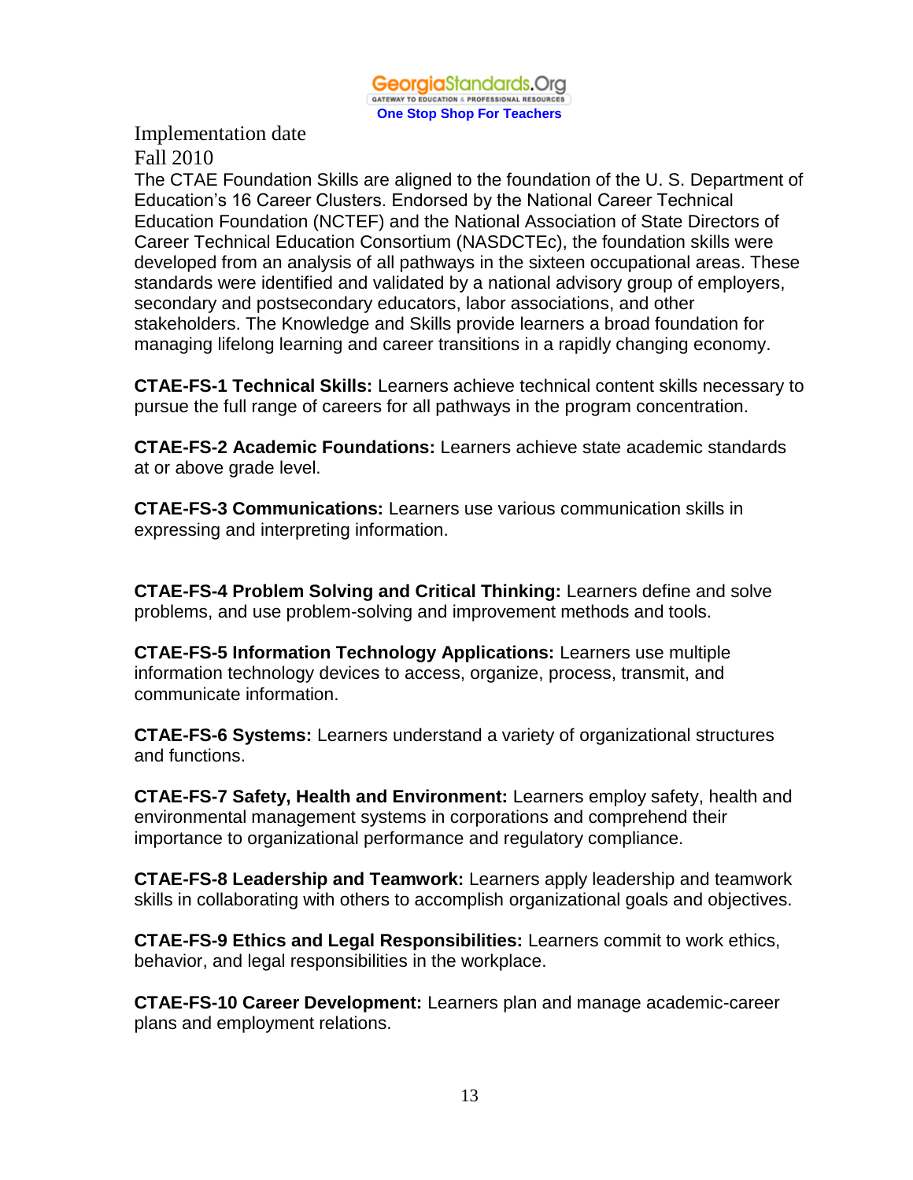Implementation date
Fall 2010

The CTAE Foundation Skills are aligned to the foundation of the U. S. Department of Education's 16 Career Clusters. Endorsed by the National Career Technical Education Foundation (NCTEF) and the National Association of State Directors of Career Technical Education Consortium (NASDCTEc), the foundation skills were developed from an analysis of all pathways in the sixteen occupational areas. These standards were identified and validated by a national advisory group of employers, secondary and postsecondary educators, labor associations, and other stakeholders. The Knowledge and Skills provide learners a broad foundation for managing lifelong learning and career transitions in a rapidly changing economy.

**CTAE-FS-1 Technical Skills:** Learners achieve technical content skills necessary to pursue the full range of careers for all pathways in the program concentration.

**CTAE-FS-2 Academic Foundations:** Learners achieve state academic standards at or above grade level.

**CTAE-FS-3 Communications:** Learners use various communication skills in expressing and interpreting information.

**CTAE-FS-4 Problem Solving and Critical Thinking:** Learners define and solve problems, and use problem-solving and improvement methods and tools.

**CTAE-FS-5 Information Technology Applications:** Learners use multiple information technology devices to access, organize, process, transmit, and communicate information.

**CTAE-FS-6 Systems:** Learners understand a variety of organizational structures and functions.

**CTAE-FS-7 Safety, Health and Environment:** Learners employ safety, health and environmental management systems in corporations and comprehend their importance to organizational performance and regulatory compliance.

**CTAE-FS-8 Leadership and Teamwork:** Learners apply leadership and teamwork skills in collaborating with others to accomplish organizational goals and objectives.

**CTAE-FS-9 Ethics and Legal Responsibilities:** Learners commit to work ethics, behavior, and legal responsibilities in the workplace.

**CTAE-FS-10 Career Development:** Learners plan and manage academic-career plans and employment relations.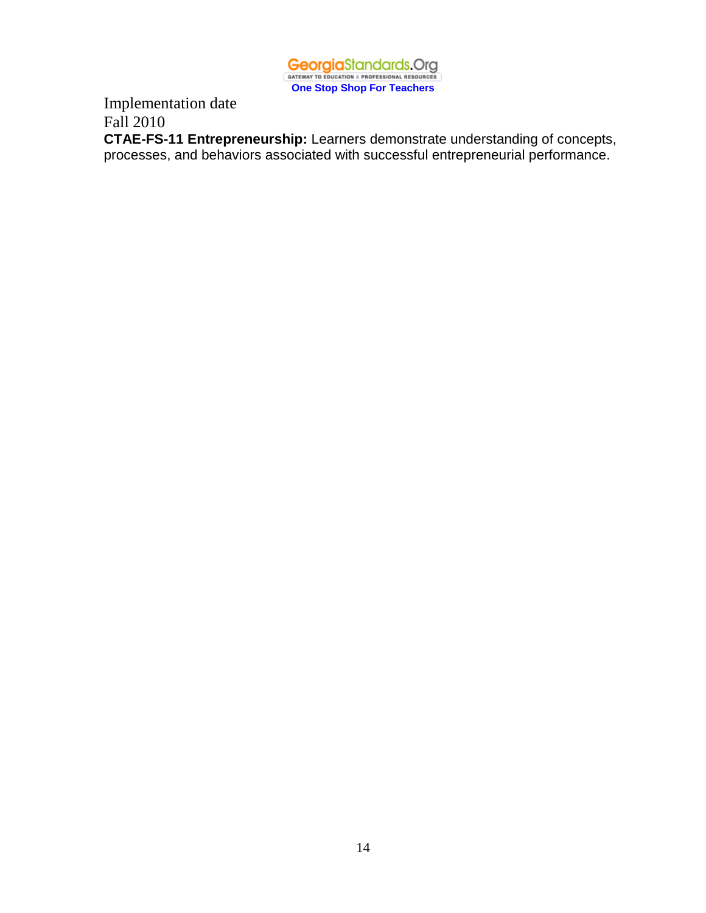Implementation date
Fall 2010

**CTAE-FS-11 Entrepreneurship:** Learners demonstrate understanding of concepts, processes, and behaviors associated with successful entrepreneurial performance.